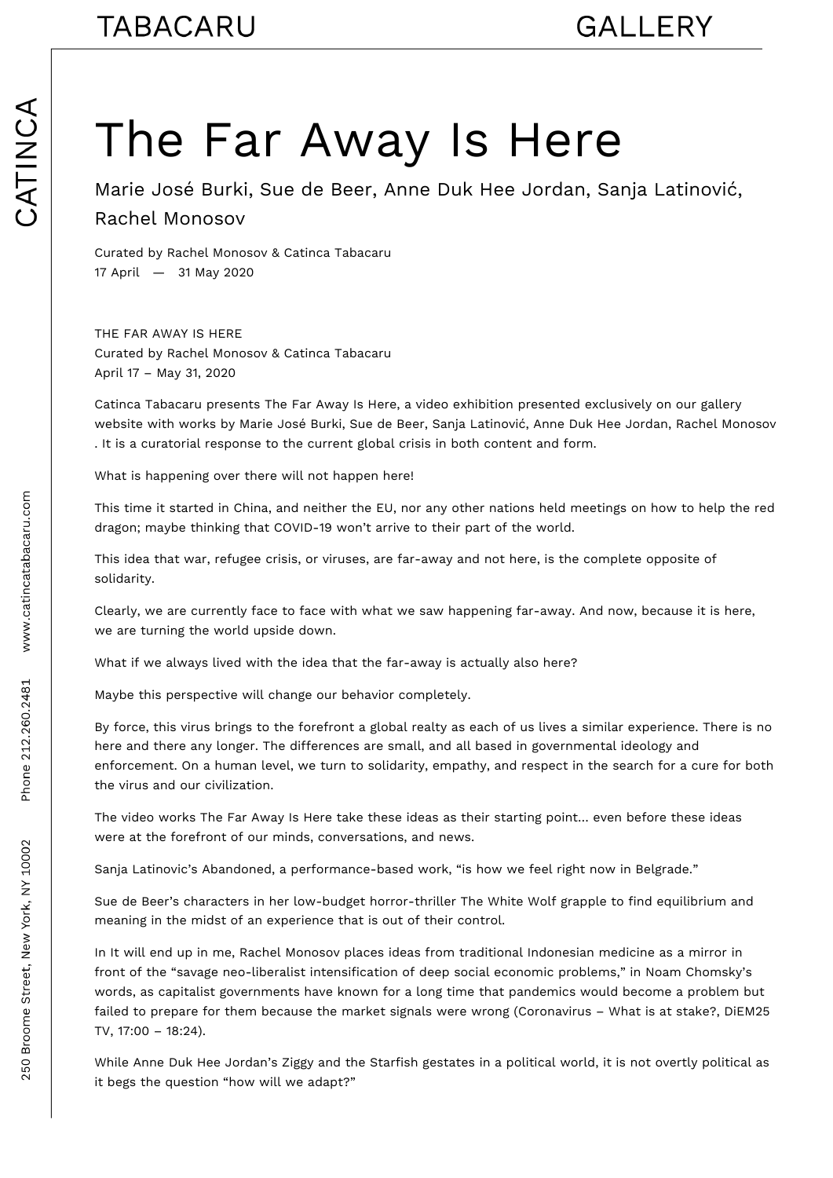# The Far Away Is Here

Marie José Burki, Sue de Beer, Anne Duk Hee Jordan, Sanja Latinović, Rachel Monosov

Curated by Rachel Monosov & Catinca Tabacaru
17 April — 31 May 2020

THE FAR AWAY IS HERE
Curated by Rachel Monosov & Catinca Tabacaru
April 17 – May 31, 2020

Catinca Tabacaru presents The Far Away Is Here, a video exhibition presented exclusively on our gallery website with works by Marie José Burki, Sue de Beer, Sanja Latinović, Anne Duk Hee Jordan, Rachel Monosov . It is a curatorial response to the current global crisis in both content and form.

What is happening over there will not happen here!

This time it started in China, and neither the EU, nor any other nations held meetings on how to help the red dragon; maybe thinking that COVID-19 won't arrive to their part of the world.

This idea that war, refugee crisis, or viruses, are far-away and not here, is the complete opposite of solidarity.

Clearly, we are currently face to face with what we saw happening far-away. And now, because it is here, we are turning the world upside down.

What if we always lived with the idea that the far-away is actually also here?

Maybe this perspective will change our behavior completely.

By force, this virus brings to the forefront a global realty as each of us lives a similar experience. There is no here and there any longer. The differences are small, and all based in governmental ideology and enforcement. On a human level, we turn to solidarity, empathy, and respect in the search for a cure for both the virus and our civilization.

The video works The Far Away Is Here take these ideas as their starting point... even before these ideas were at the forefront of our minds, conversations, and news.

Sanja Latinovic's Abandoned, a performance-based work, "is how we feel right now in Belgrade."

Sue de Beer's characters in her low-budget horror-thriller The White Wolf grapple to find equilibrium and meaning in the midst of an experience that is out of their control.

In It will end up in me, Rachel Monosov places ideas from traditional Indonesian medicine as a mirror in front of the "savage neo-liberalist intensification of deep social economic problems," in Noam Chomsky's words, as capitalist governments have known for a long time that pandemics would become a problem but failed to prepare for them because the market signals were wrong (Coronavirus – What is at stake?, DiEM25 TV, 17:00 – 18:24).

While Anne Duk Hee Jordan's Ziggy and the Starfish gestates in a political world, it is not overtly political as it begs the question "how will we adapt?"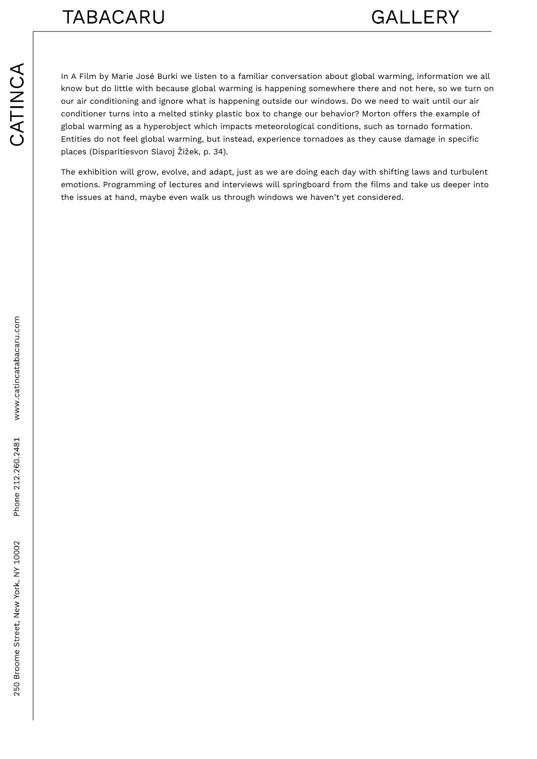In A Film by Marie José Burki we listen to a familiar conversation about global warming, information we all know but do little with because global warming is happening somewhere there and not here, so we turn on our air conditioning and ignore what is happening outside our windows. Do we need to wait until our air conditioner turns into a melted stinky plastic box to change our behavior? Morton offers the example of global warming as a hyperobject which impacts meteorological conditions, such as tornado formation. Entities do not feel global warming, but instead, experience tornadoes as they cause damage in specific places (Disparitiesvon Slavoj Žižek, p. 34).

The exhibition will grow, evolve, and adapt, just as we are doing each day with shifting laws and turbulent emotions. Programming of lectures and interviews will springboard from the films and take us deeper into the issues at hand, maybe even walk us through windows we haven't yet considered.